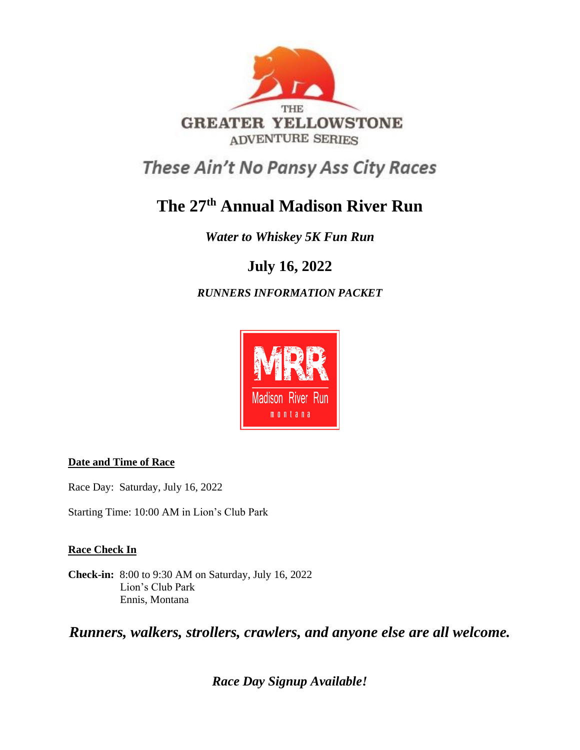THE
GREATER YELLOWSTONE
ADVENTURE SERIES

*These Ain't No Pansy Ass City Races*

# The 27th Annual Madison River Run

***Water to Whiskey 5K Fun Run***

## July 16, 2022

***RUNNERS INFORMATION PACKET***

MRR
Madison River Run
montana

**Date and Time of Race**

Race Day: Saturday, July 16, 2022

Starting Time: 10:00 AM in Lion's Club Park

**Race Check In**

**Check-in:** 8:00 to 9:30 AM on Saturday, July 16, 2022
Lion's Club Park
Ennis, Montana

***Runners, walkers, strollers, crawlers, and anyone else are all welcome.***

***Race Day Signup Available!***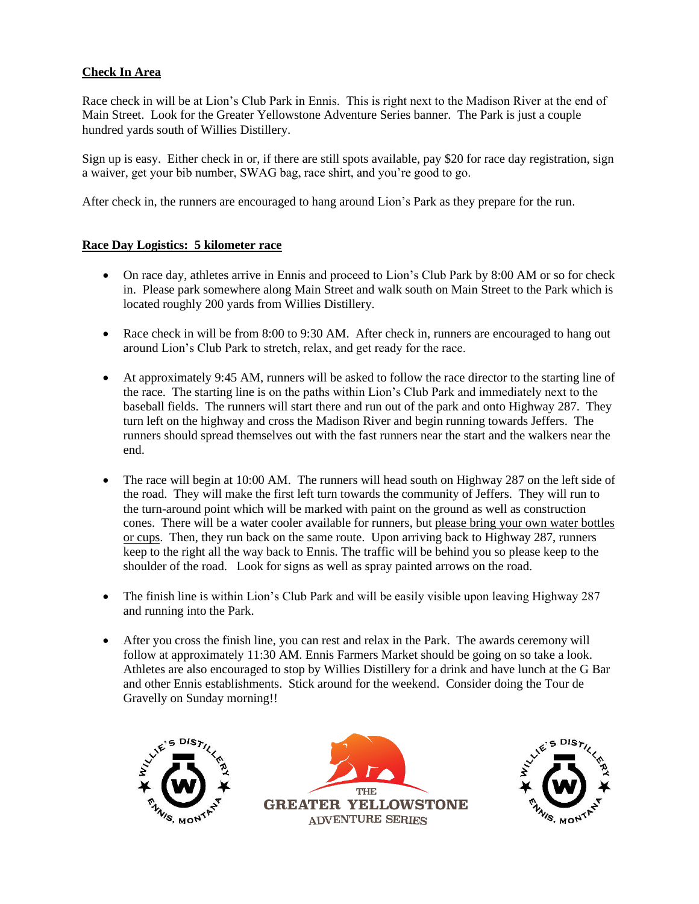**Check In Area**

Race check in will be at Lion's Club Park in Ennis. This is right next to the Madison River at the end of Main Street. Look for the Greater Yellowstone Adventure Series banner. The Park is just a couple hundred yards south of Willies Distillery.

Sign up is easy. Either check in or, if there are still spots available, pay $20 for race day registration, sign a waiver, get your bib number, SWAG bag, race shirt, and you're good to go.

After check in, the runners are encouraged to hang around Lion's Park as they prepare for the run.

**Race Day Logistics: 5 kilometer race**

- On race day, athletes arrive in Ennis and proceed to Lion's Club Park by 8:00 AM or so for check in. Please park somewhere along Main Street and walk south on Main Street to the Park which is located roughly 200 yards from Willies Distillery.

- Race check in will be from 8:00 to 9:30 AM. After check in, runners are encouraged to hang out around Lion's Club Park to stretch, relax, and get ready for the race.

- At approximately 9:45 AM, runners will be asked to follow the race director to the starting line of the race. The starting line is on the paths within Lion's Club Park and immediately next to the baseball fields. The runners will start there and run out of the park and onto Highway 287. They turn left on the highway and cross the Madison River and begin running towards Jeffers. The runners should spread themselves out with the fast runners near the start and the walkers near the end.

- The race will begin at 10:00 AM. The runners will head south on Highway 287 on the left side of the road. They will make the first left turn towards the community of Jeffers. They will run to the turn-around point which will be marked with paint on the ground as well as construction cones. There will be a water cooler available for runners, but please bring your own water bottles or cups. Then, they run back on the same route. Upon arriving back to Highway 287, runners keep to the right all the way back to Ennis. The traffic will be behind you so please keep to the shoulder of the road. Look for signs as well as spray painted arrows on the road.

- The finish line is within Lion's Club Park and will be easily visible upon leaving Highway 287 and running into the Park.

- After you cross the finish line, you can rest and relax in the Park. The awards ceremony will follow at approximately 11:30 AM. Ennis Farmers Market should be going on so take a look. Athletes are also encouraged to stop by Willies Distillery for a drink and have lunch at the G Bar and other Ennis establishments. Stick around for the weekend. Consider doing the Tour de Gravelly on Sunday morning!!

WILLIE'S DISTILLERY ENNIS, MONTANA

THE GREATER YELLOWSTONE ADVENTURE SERIES

WILLIE'S DISTILLERY ENNIS, MONTANA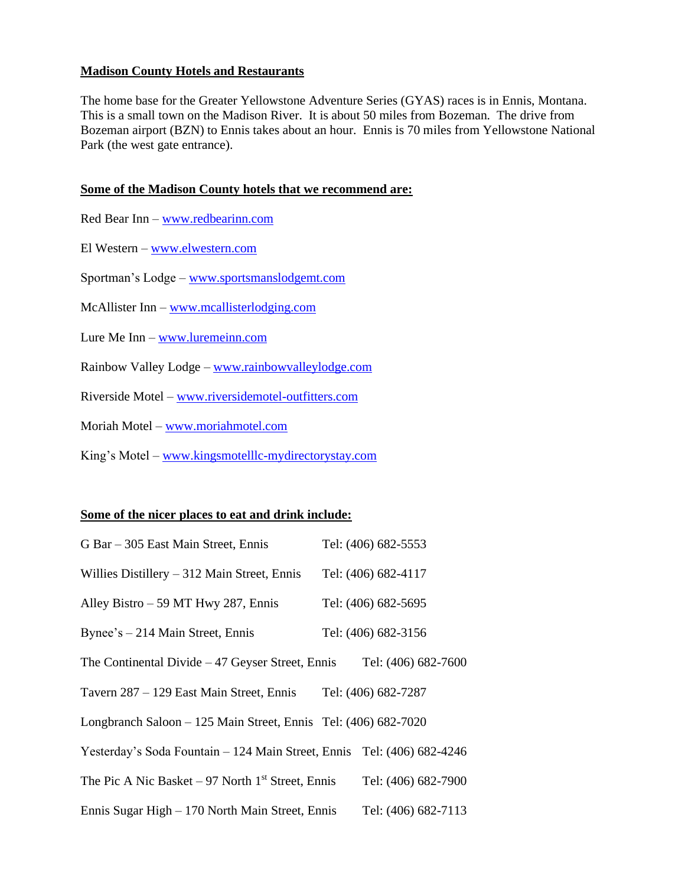**Madison County Hotels and Restaurants**

The home base for the Greater Yellowstone Adventure Series (GYAS) races is in Ennis, Montana. This is a small town on the Madison River. It is about 50 miles from Bozeman. The drive from Bozeman airport (BZN) to Ennis takes about an hour. Ennis is 70 miles from Yellowstone National Park (the west gate entrance).

**Some of the Madison County hotels that we recommend are:**

Red Bear Inn – www.redbearinn.com

El Western – www.elwestern.com

Sportman's Lodge – www.sportsmanslodgemt.com

McAllister Inn – www.mcallisterlodging.com

Lure Me Inn – www.luremeinn.com

Rainbow Valley Lodge – www.rainbowvalleylodge.com

Riverside Motel – www.riversidemotel-outfitters.com

Moriah Motel – www.moriahmotel.com

King's Motel – www.kingsmotelllc-mydirectorystay.com

**Some of the nicer places to eat and drink include:**

G Bar – 305 East Main Street, Ennis Tel: (406) 682-5553

Willies Distillery – 312 Main Street, Ennis Tel: (406) 682-4117

Alley Bistro – 59 MT Hwy 287, Ennis Tel: (406) 682-5695

Bynee's – 214 Main Street, Ennis Tel: (406) 682-3156

The Continental Divide – 47 Geyser Street, Ennis Tel: (406) 682-7600

Tavern 287 – 129 East Main Street, Ennis Tel: (406) 682-7287

Longbranch Saloon – 125 Main Street, Ennis Tel: (406) 682-7020

Yesterday's Soda Fountain – 124 Main Street, Ennis Tel: (406) 682-4246

The Pic A Nic Basket – 97 North 1st Street, Ennis Tel: (406) 682-7900

Ennis Sugar High – 170 North Main Street, Ennis Tel: (406) 682-7113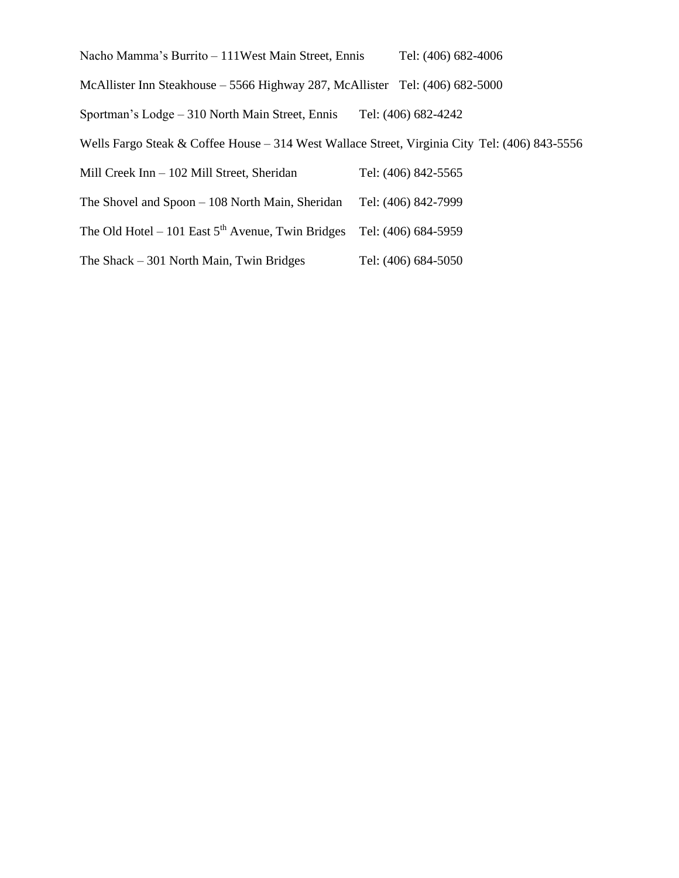Nacho Mamma's Burrito – 111West Main Street, Ennis Tel: (406) 682-4006

McAllister Inn Steakhouse – 5566 Highway 287, McAllister Tel: (406) 682-5000

Sportman's Lodge – 310 North Main Street, Ennis Tel: (406) 682-4242

Wells Fargo Steak & Coffee House – 314 West Wallace Street, Virginia City Tel: (406) 843-5556

Mill Creek Inn – 102 Mill Street, Sheridan Tel: (406) 842-5565

The Shovel and Spoon – 108 North Main, Sheridan Tel: (406) 842-7999

The Old Hotel – 101 East 5th Avenue, Twin Bridges Tel: (406) 684-5959

The Shack – 301 North Main, Twin Bridges Tel: (406) 684-5050